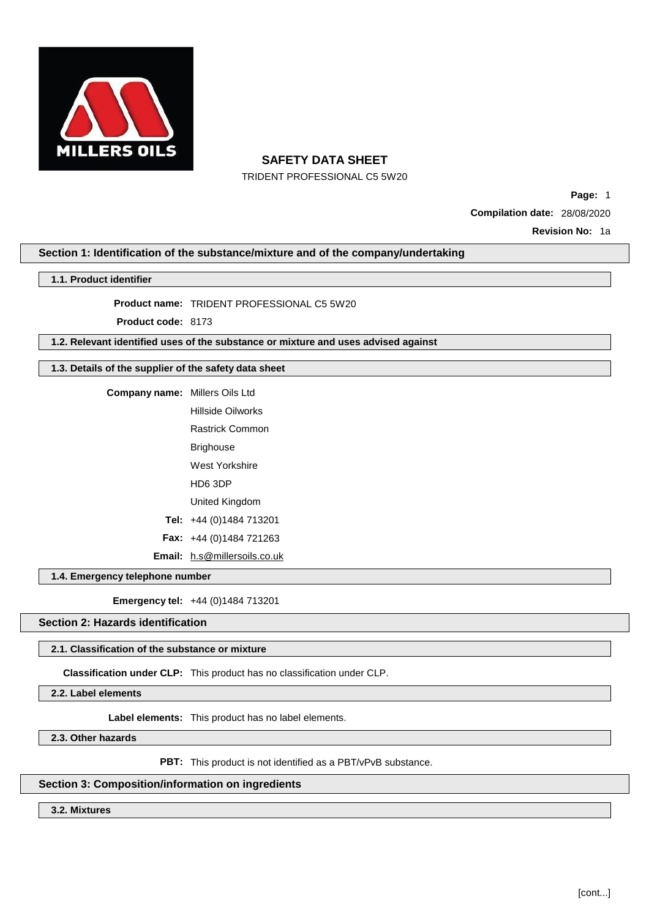# SAFETY DATA SHEET

TRIDENT PROFESSIONAL C5 5W20

**Page:** 1

**Compilation date:** 28/08/2020

**Revision No:** 1a

## Section 1: Identification of the substance/mixture and of the company/undertaking

### 1.1. Product identifier

**Product name:** TRIDENT PROFESSIONAL C5 5W20

**Product code:** 8173

### 1.2. Relevant identified uses of the substance or mixture and uses advised against

### 1.3. Details of the supplier of the safety data sheet

**Company name:** Millers Oils Ltd
Hillside Oilworks
Rastrick Common
Brighouse
West Yorkshire
HD6 3DP
United Kingdom

**Tel:** +44 (0)1484 713201

**Fax:** +44 (0)1484 721263

**Email:** h.s@millersoils.co.uk

### 1.4. Emergency telephone number

**Emergency tel:** +44 (0)1484 713201

## Section 2: Hazards identification

### 2.1. Classification of the substance or mixture

**Classification under CLP:** This product has no classification under CLP.

### 2.2. Label elements

**Label elements:** This product has no label elements.

### 2.3. Other hazards

**PBT:** This product is not identified as a PBT/vPvB substance.

## Section 3: Composition/information on ingredients

### 3.2. Mixtures

[cont...]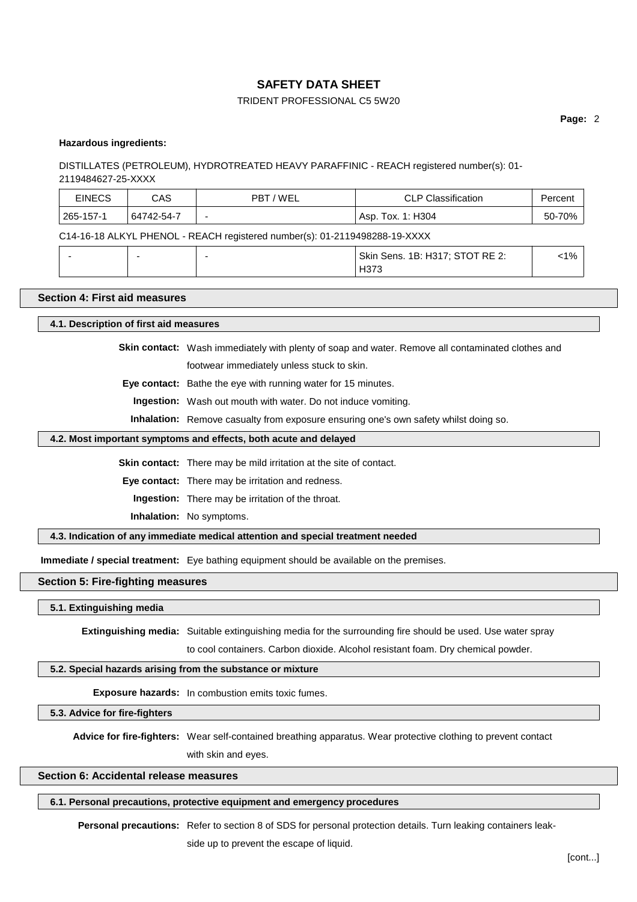**Hazardous ingredients:**

DISTILLATES (PETROLEUM), HYDROTREATED HEAVY PARAFFINIC - REACH registered number(s): 01-2119484627-25-XXXX

| EINECS | CAS | PBT / WEL | CLP Classification | Percent |
|---|---|---|---|---|
| 265-157-1 | 64742-54-7 | - | Asp. Tox. 1: H304 | 50-70% |

C14-16-18 ALKYL PHENOL - REACH registered number(s): 01-2119498288-19-XXXX

| EINECS | CAS | PBT / WEL | CLP Classification | Percent |
|---|---|---|---|---|
| - | - | - | Skin Sens. 1B: H317; STOT RE 2: H373 | <1% |

## Section 4: First aid measures

### 4.1. Description of first aid measures

**Skin contact:** Wash immediately with plenty of soap and water. Remove all contaminated clothes and footwear immediately unless stuck to skin.

**Eye contact:** Bathe the eye with running water for 15 minutes.

**Ingestion:** Wash out mouth with water. Do not induce vomiting.

**Inhalation:** Remove casualty from exposure ensuring one's own safety whilst doing so.

### 4.2. Most important symptoms and effects, both acute and delayed

**Skin contact:** There may be mild irritation at the site of contact.

**Eye contact:** There may be irritation and redness.

**Ingestion:** There may be irritation of the throat.

**Inhalation:** No symptoms.

### 4.3. Indication of any immediate medical attention and special treatment needed

**Immediate / special treatment:** Eye bathing equipment should be available on the premises.

## Section 5: Fire-fighting measures

### 5.1. Extinguishing media

**Extinguishing media:** Suitable extinguishing media for the surrounding fire should be used. Use water spray to cool containers. Carbon dioxide. Alcohol resistant foam. Dry chemical powder.

### 5.2. Special hazards arising from the substance or mixture

**Exposure hazards:** In combustion emits toxic fumes.

### 5.3. Advice for fire-fighters

**Advice for fire-fighters:** Wear self-contained breathing apparatus. Wear protective clothing to prevent contact with skin and eyes.

## Section 6: Accidental release measures

### 6.1. Personal precautions, protective equipment and emergency procedures

**Personal precautions:** Refer to section 8 of SDS for personal protection details. Turn leaking containers leak-side up to prevent the escape of liquid.

[cont...]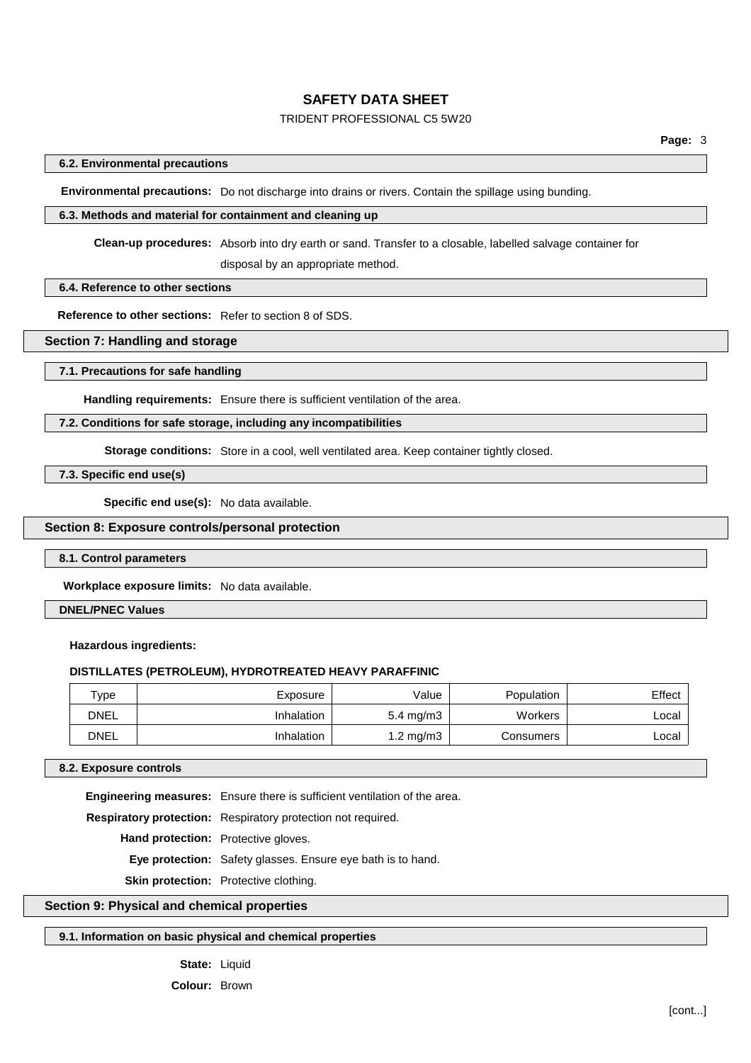#### 6.2. Environmental precautions

**Environmental precautions:** Do not discharge into drains or rivers. Contain the spillage using bunding.

#### 6.3. Methods and material for containment and cleaning up

**Clean-up procedures:** Absorb into dry earth or sand. Transfer to a closable, labelled salvage container for disposal by an appropriate method.

#### 6.4. Reference to other sections

**Reference to other sections:** Refer to section 8 of SDS.

## Section 7: Handling and storage

#### 7.1. Precautions for safe handling

**Handling requirements:** Ensure there is sufficient ventilation of the area.

#### 7.2. Conditions for safe storage, including any incompatibilities

**Storage conditions:** Store in a cool, well ventilated area. Keep container tightly closed.

#### 7.3. Specific end use(s)

**Specific end use(s):** No data available.

## Section 8: Exposure controls/personal protection

#### 8.1. Control parameters

**Workplace exposure limits:** No data available.

#### DNEL/PNEC Values

**Hazardous ingredients:**

**DISTILLATES (PETROLEUM), HYDROTREATED HEAVY PARAFFINIC**

| Type | Exposure | Value | Population | Effect |
|---|---|---|---|---|
| DNEL | Inhalation | 5.4 mg/m3 | Workers | Local |
| DNEL | Inhalation | 1.2 mg/m3 | Consumers | Local |

#### 8.2. Exposure controls

**Engineering measures:** Ensure there is sufficient ventilation of the area.

**Respiratory protection:** Respiratory protection not required.

**Hand protection:** Protective gloves.

**Eye protection:** Safety glasses. Ensure eye bath is to hand.

**Skin protection:** Protective clothing.

## Section 9: Physical and chemical properties

#### 9.1. Information on basic physical and chemical properties

**State:** Liquid

**Colour:** Brown

[cont...]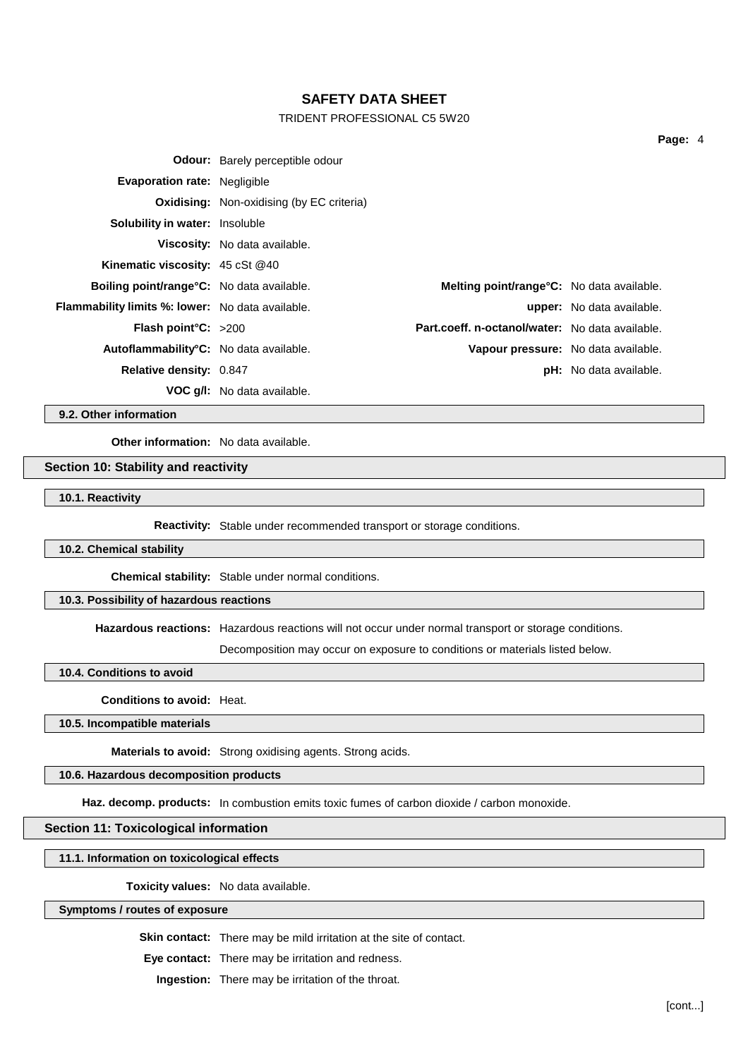**Odour:** Barely perceptible odour

**Evaporation rate:** Negligible

**Oxidising:** Non-oxidising (by EC criteria)

**Solubility in water:** Insoluble

**Viscosity:** No data available.

**Kinematic viscosity:** 45 cSt @40

**Boiling point/range°C:** No data available.

**Melting point/range°C:** No data available.

**Flammability limits %: lower:** No data available.

**upper:** No data available.

**Flash point°C:** >200

**Part.coeff. n-octanol/water:** No data available.

**Autoflammability°C:** No data available.

**Vapour pressure:** No data available.

**Relative density:** 0.847

**pH:** No data available.

**VOC g/l:** No data available.

### 9.2. Other information

**Other information:** No data available.

## Section 10: Stability and reactivity

### 10.1. Reactivity

**Reactivity:** Stable under recommended transport or storage conditions.

### 10.2. Chemical stability

**Chemical stability:** Stable under normal conditions.

### 10.3. Possibility of hazardous reactions

**Hazardous reactions:** Hazardous reactions will not occur under normal transport or storage conditions.

Decomposition may occur on exposure to conditions or materials listed below.

### 10.4. Conditions to avoid

**Conditions to avoid:** Heat.

### 10.5. Incompatible materials

**Materials to avoid:** Strong oxidising agents. Strong acids.

### 10.6. Hazardous decomposition products

**Haz. decomp. products:** In combustion emits toxic fumes of carbon dioxide / carbon monoxide.

## Section 11: Toxicological information

### 11.1. Information on toxicological effects

**Toxicity values:** No data available.

### Symptoms / routes of exposure

**Skin contact:** There may be mild irritation at the site of contact.

**Eye contact:** There may be irritation and redness.

**Ingestion:** There may be irritation of the throat.

[cont...]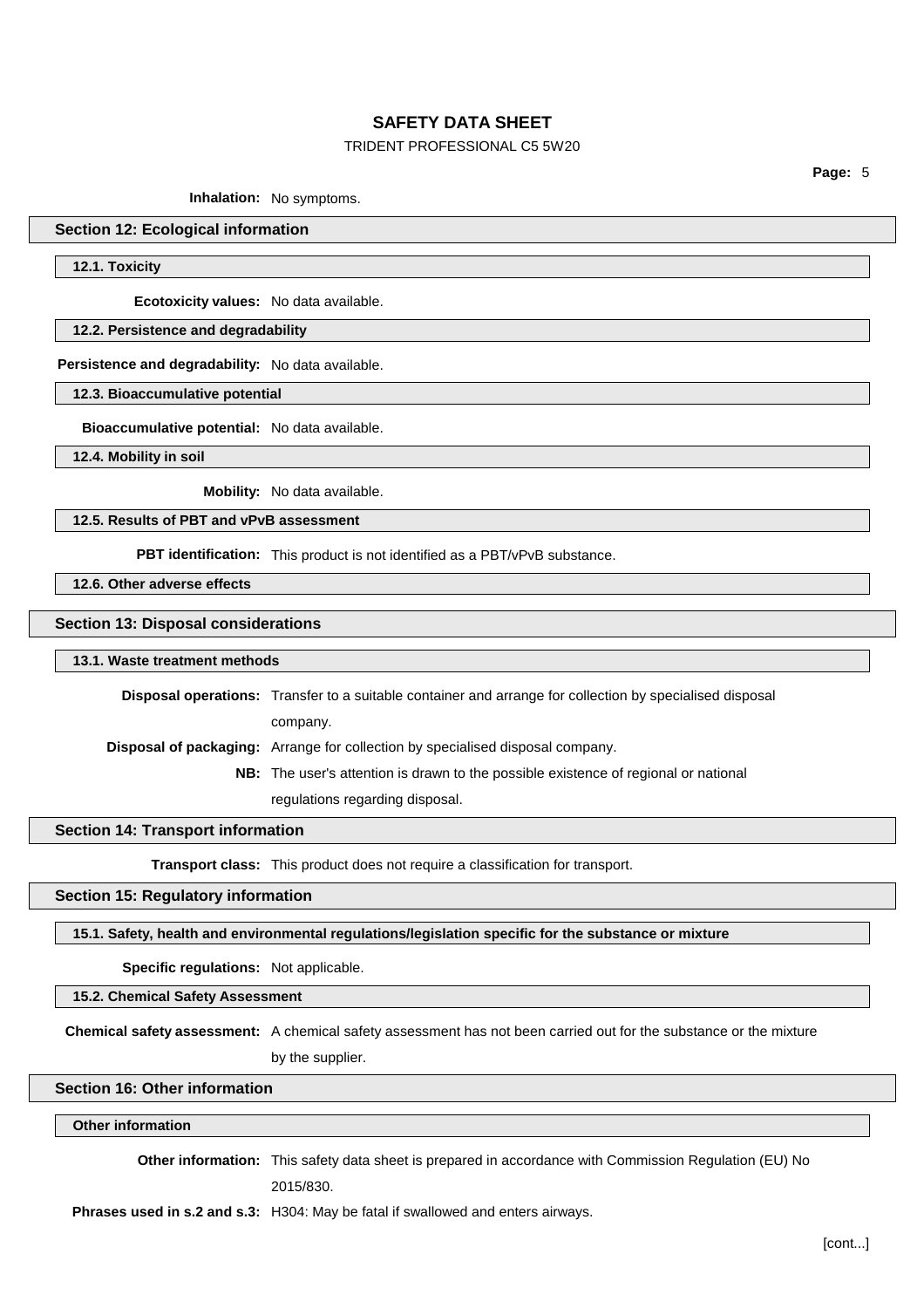**Inhalation:** No symptoms.

## Section 12: Ecological information

### 12.1. Toxicity

**Ecotoxicity values:** No data available.

### 12.2. Persistence and degradability

**Persistence and degradability:** No data available.

### 12.3. Bioaccumulative potential

**Bioaccumulative potential:** No data available.

### 12.4. Mobility in soil

**Mobility:** No data available.

### 12.5. Results of PBT and vPvB assessment

**PBT identification:** This product is not identified as a PBT/vPvB substance.

### 12.6. Other adverse effects

## Section 13: Disposal considerations

### 13.1. Waste treatment methods

**Disposal operations:** Transfer to a suitable container and arrange for collection by specialised disposal company.

**Disposal of packaging:** Arrange for collection by specialised disposal company.

**NB:** The user's attention is drawn to the possible existence of regional or national regulations regarding disposal.

## Section 14: Transport information

**Transport class:** This product does not require a classification for transport.

## Section 15: Regulatory information

### 15.1. Safety, health and environmental regulations/legislation specific for the substance or mixture

**Specific regulations:** Not applicable.

### 15.2. Chemical Safety Assessment

**Chemical safety assessment:** A chemical safety assessment has not been carried out for the substance or the mixture by the supplier.

## Section 16: Other information

### Other information

**Other information:** This safety data sheet is prepared in accordance with Commission Regulation (EU) No 2015/830.

**Phrases used in s.2 and s.3:** H304: May be fatal if swallowed and enters airways.

[cont...]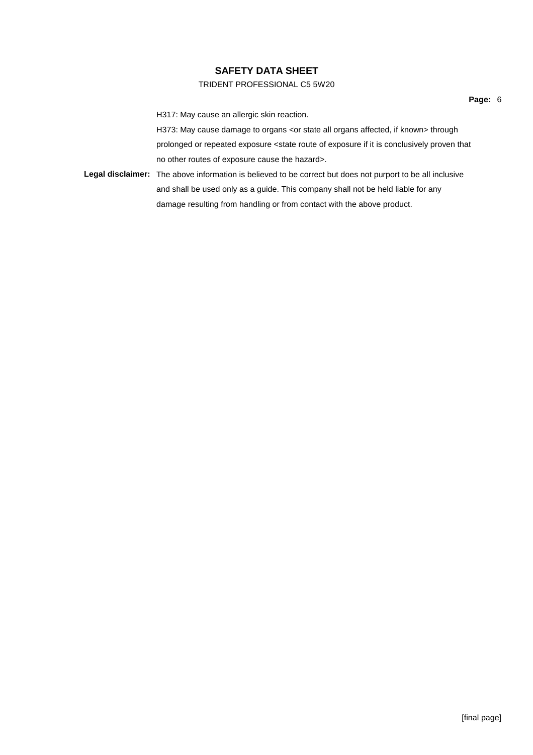H317: May cause an allergic skin reaction.

H373: May cause damage to organs <or state all organs affected, if known> through prolonged or repeated exposure <state route of exposure if it is conclusively proven that no other routes of exposure cause the hazard>.

**Legal disclaimer:** The above information is believed to be correct but does not purport to be all inclusive and shall be used only as a guide. This company shall not be held liable for any damage resulting from handling or from contact with the above product.

[final page]